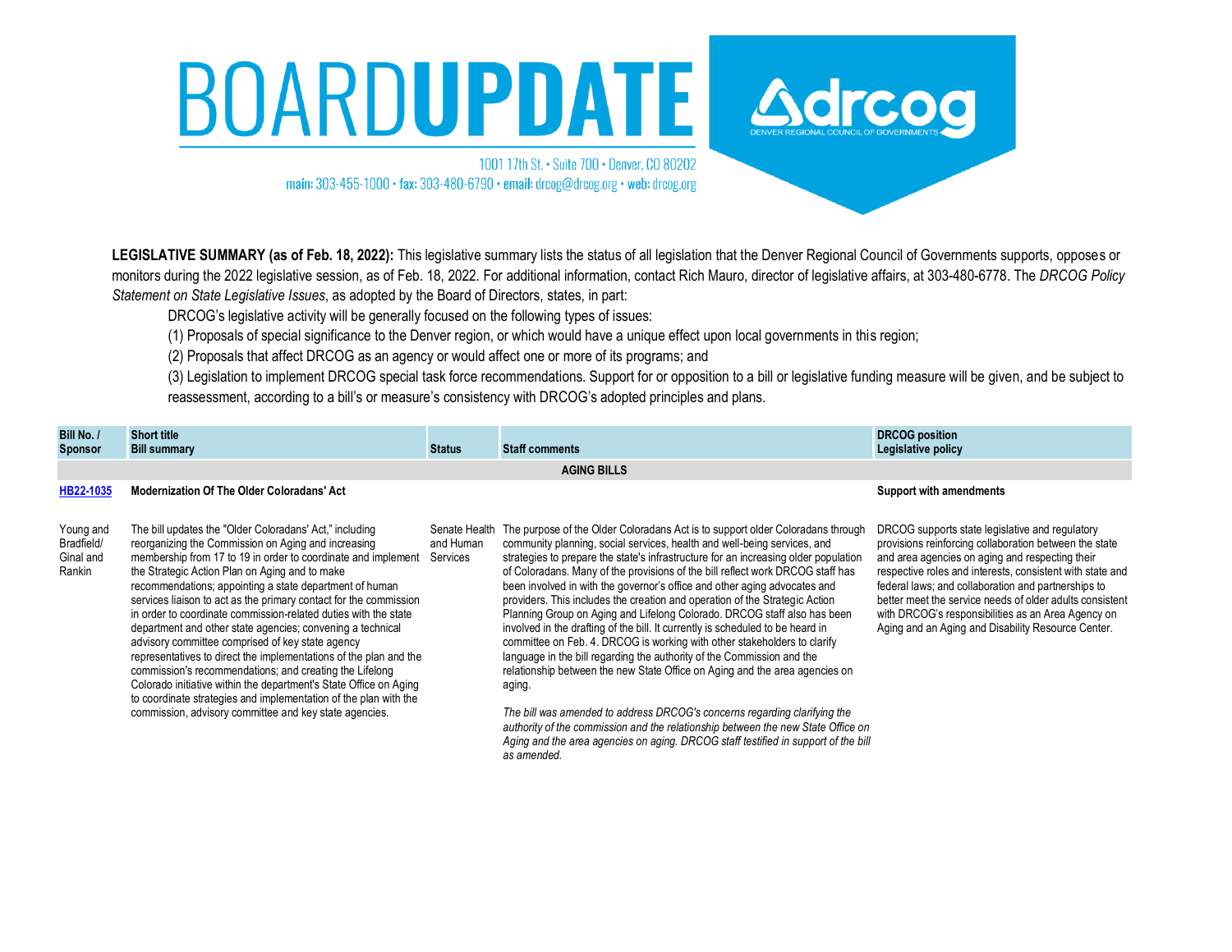# BOARD**UPDATE**

drcog — DENVER REGIONAL COUNCIL OF GOVERNMENTS

1001 17th St. • Suite 700 • Denver, CO 80202
**main:** 303-455-1000 • **fax:** 303-480-6790 • **email:** drcog@drcog.org • **web:** drcog.org

**LEGISLATIVE SUMMARY (as of Feb. 18, 2022):** This legislative summary lists the status of all legislation that the Denver Regional Council of Governments supports, opposes or monitors during the 2022 legislative session, as of Feb. 18, 2022. For additional information, contact Rich Mauro, director of legislative affairs, at 303-480-6778. The *DRCOG Policy Statement on State Legislative Issues*, as adopted by the Board of Directors, states, in part:

DRCOG's legislative activity will be generally focused on the following types of issues:

(1) Proposals of special significance to the Denver region, or which would have a unique effect upon local governments in this region;

(2) Proposals that affect DRCOG as an agency or would affect one or more of its programs; and

(3) Legislation to implement DRCOG special task force recommendations. Support for or opposition to a bill or legislative funding measure will be given, and be subject to reassessment, according to a bill's or measure's consistency with DRCOG's adopted principles and plans.

| Bill No. / Sponsor | Short title / Bill summary | Status | Staff comments | DRCOG position / Legislative policy |
|---|---|---|---|---|
| | | | **AGING BILLS** | |
| HB22-1035 | **Modernization Of The Older Coloradans' Act** | | | **Support with amendments** |
| Young and Bradfield/ Ginal and Rankin | The bill updates the "Older Coloradans' Act," including reorganizing the Commission on Aging and increasing membership from 17 to 19 in order to coordinate and implement the Strategic Action Plan on Aging and to make recommendations; appointing a state department of human services liaison to act as the primary contact for the commission in order to coordinate commission-related duties with the state department and other state agencies; convening a technical advisory committee comprised of key state agency representatives to direct the implementations of the plan and the commission's recommendations; and creating the Lifelong Colorado initiative within the department's State Office on Aging to coordinate strategies and implementation of the plan with the commission, advisory committee and key state agencies. | Senate Health and Human Services | The purpose of the Older Coloradans Act is to support older Coloradans through community planning, social services, health and well-being services, and strategies to prepare the state's infrastructure for an increasing older population of Coloradans. Many of the provisions of the bill reflect work DRCOG staff has been involved in with the governor's office and other aging advocates and providers. This includes the creation and operation of the Strategic Action Planning Group on Aging and Lifelong Colorado. DRCOG staff also has been involved in the drafting of the bill. It currently is scheduled to be heard in committee on Feb. 4. DRCOG is working with other stakeholders to clarify language in the bill regarding the authority of the Commission and the relationship between the new State Office on Aging and the area agencies on aging.<br><br>*The bill was amended to address DRCOG's concerns regarding clarifying the authority of the commission and the relationship between the new State Office on Aging and the area agencies on aging. DRCOG staff testified in support of the bill as amended.* | DRCOG supports state legislative and regulatory provisions reinforcing collaboration between the state and area agencies on aging and respecting their respective roles and interests, consistent with state and federal laws; and collaboration and partnerships to better meet the service needs of older adults consistent with DRCOG's responsibilities as an Area Agency on Aging and an Aging and Disability Resource Center. |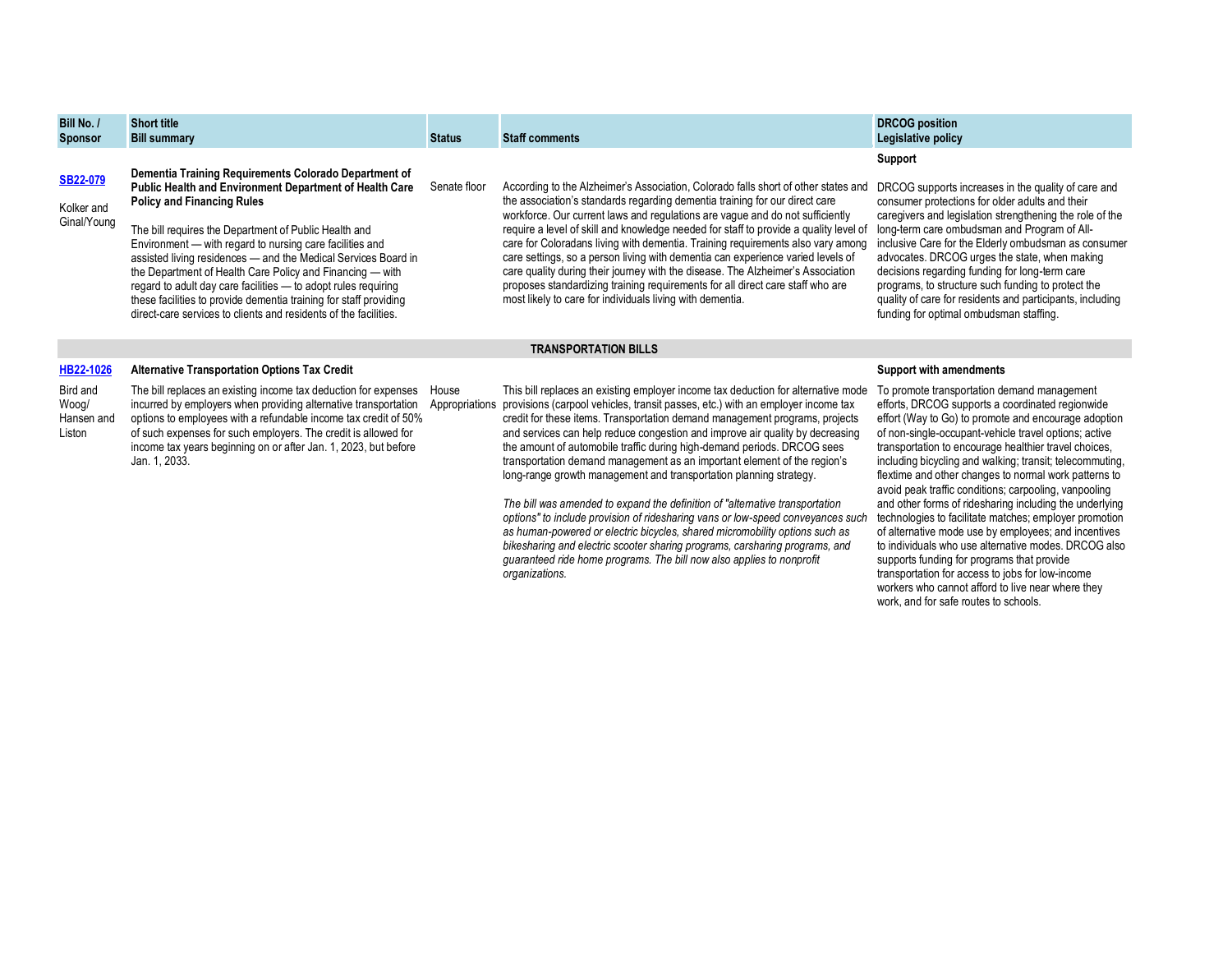| Bill No. / Sponsor | Short title<br>Bill summary | Status | Staff comments | DRCOG position<br>Legislative policy |
|---|---|---|---|---|
| **SB22-079**<br><br>Kolker and Ginal/Young | **Dementia Training Requirements Colorado Department of Public Health and Environment Department of Health Care Policy and Financing Rules**<br><br>The bill requires the Department of Public Health and Environment — with regard to nursing care facilities and assisted living residences — and the Medical Services Board in the Department of Health Care Policy and Financing — with regard to adult day care facilities — to adopt rules requiring these facilities to provide dementia training for staff providing direct-care services to clients and residents of the facilities. | Senate floor | According to the Alzheimer's Association, Colorado falls short of other states and the association's standards regarding dementia training for our direct care workforce. Our current laws and regulations are vague and do not sufficiently require a level of skill and knowledge needed for staff to provide a quality level of care for Coloradans living with dementia. Training requirements also vary among care settings, so a person living with dementia can experience varied levels of care quality during their journey with the disease. The Alzheimer's Association proposes standardizing training requirements for all direct care staff who are most likely to care for individuals living with dementia. | **Support**<br><br>DRCOG supports increases in the quality of care and consumer protections for older adults and their caregivers and legislation strengthening the role of the long-term care ombudsman and Program of All-inclusive Care for the Elderly ombudsman as consumer advocates. DRCOG urges the state, when making decisions regarding funding for long-term care programs, to structure such funding to protect the quality of care for residents and participants, including funding for optimal ombudsman staffing. |
| | | | **TRANSPORTATION BILLS** | |
| **HB22-1026**<br><br>Bird and Woog/ Hansen and Liston | **Alternative Transportation Options Tax Credit**<br><br>The bill replaces an existing income tax deduction for expenses incurred by employers when providing alternative transportation options to employees with a refundable income tax credit of 50% of such expenses for such employers. The credit is allowed for income tax years beginning on or after Jan. 1, 2023, but before Jan. 1, 2033. | House Appropriations | This bill replaces an existing employer income tax deduction for alternative mode provisions (carpool vehicles, transit passes, etc.) with an employer income tax credit for these items. Transportation demand management programs, projects and services can help reduce congestion and improve air quality by decreasing the amount of automobile traffic during high-demand periods. DRCOG sees transportation demand management as an important element of the region's long-range growth management and transportation planning strategy.<br><br>*The bill was amended to expand the definition of "alternative transportation options" to include provision of ridesharing vans or low-speed conveyances such as human-powered or electric bicycles, shared micromobility options such as bikesharing and electric scooter sharing programs, carsharing programs, and guaranteed ride home programs. The bill now also applies to nonprofit organizations.* | **Support with amendments**<br><br>To promote transportation demand management efforts, DRCOG supports a coordinated regionwide effort (Way to Go) to promote and encourage adoption of non-single-occupant-vehicle travel options; active transportation to encourage healthier travel choices, including bicycling and walking; transit; telecommuting, flextime and other changes to normal work patterns to avoid peak traffic conditions; carpooling, vanpooling and other forms of ridesharing including the underlying technologies to facilitate matches; employer promotion of alternative mode use by employees; and incentives to individuals who use alternative modes. DRCOG also supports funding for programs that provide transportation for access to jobs for low-income workers who cannot afford to live near where they work, and for safe routes to schools. |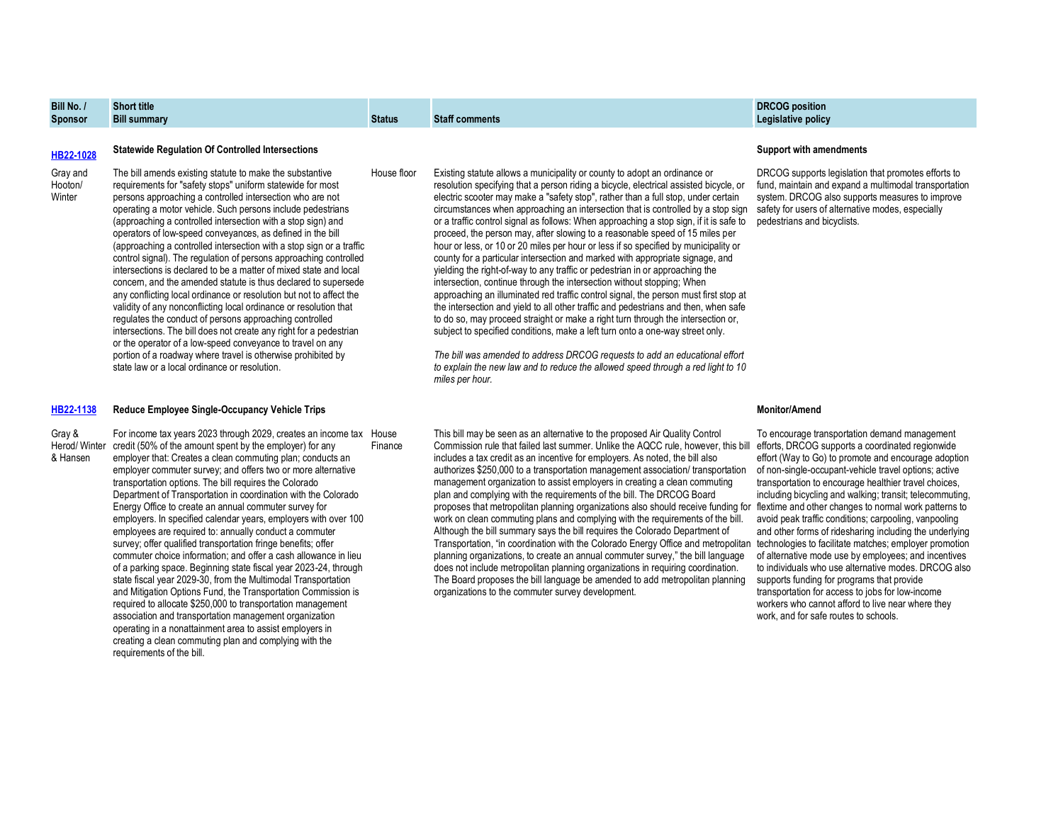| Bill No. / Sponsor | Short title / Bill summary | Status | Staff comments | DRCOG position / Legislative policy |
|---|---|---|---|---|
| **HB22-1028** | **Statewide Regulation Of Controlled Intersections** | | | **Support with amendments** |
| Gray and Hooton/ Winter | The bill amends existing statute to make the substantive requirements for "safety stops" uniform statewide for most persons approaching a controlled intersection who are not operating a motor vehicle. Such persons include pedestrians (approaching a controlled intersection with a stop sign) and operators of low-speed conveyances, as defined in the bill (approaching a controlled intersection with a stop sign or a traffic control signal). The regulation of persons approaching controlled intersections is declared to be a matter of mixed state and local concern, and the amended statute is thus declared to supersede any conflicting local ordinance or resolution but not to affect the validity of any nonconflicting local ordinance or resolution that regulates the conduct of persons approaching controlled intersections. The bill does not create any right for a pedestrian or the operator of a low-speed conveyance to travel on any portion of a roadway where travel is otherwise prohibited by state law or a local ordinance or resolution. | House floor | Existing statute allows a municipality or county to adopt an ordinance or resolution specifying that a person riding a bicycle, electrical assisted bicycle, or electric scooter may make a "safety stop", rather than a full stop, under certain circumstances when approaching an intersection that is controlled by a stop sign or a traffic control signal as follows: When approaching a stop sign, if it is safe to proceed, the person may, after slowing to a reasonable speed of 15 miles per hour or less, or 10 or 20 miles per hour or less if so specified by municipality or county for a particular intersection and marked with appropriate signage, and yielding the right-of-way to any traffic or pedestrian in or approaching the intersection, continue through the intersection without stopping; When approaching an illuminated red traffic control signal, the person must first stop at the intersection and yield to all other traffic and pedestrians and then, when safe to do so, may proceed straight or make a right turn through the intersection or, subject to specified conditions, make a left turn onto a one-way street only.<br><br>*The bill was amended to address DRCOG requests to add an educational effort to explain the new law and to reduce the allowed speed through a red light to 10 miles per hour.* | DRCOG supports legislation that promotes efforts to fund, maintain and expand a multimodal transportation system. DRCOG also supports measures to improve safety for users of alternative modes, especially pedestrians and bicyclists. |
| **HB22-1138** | **Reduce Employee Single-Occupancy Vehicle Trips** | | | **Monitor/Amend** |
| Gray & Herod/ Winter & Hansen | For income tax years 2023 through 2029, creates an income tax credit (50% of the amount spent by the employer) for any employer that: Creates a clean commuting plan; conducts an employer commuter survey; and offers two or more alternative transportation options. The bill requires the Colorado Department of Transportation in coordination with the Colorado Energy Office to create an annual commuter survey for employers. In specified calendar years, employers with over 100 employees are required to: annually conduct a commuter survey; offer qualified transportation fringe benefits; offer commuter choice information; and offer a cash allowance in lieu of a parking space. Beginning state fiscal year 2023-24, through state fiscal year 2029-30, from the Multimodal Transportation and Mitigation Options Fund, the Transportation Commission is required to allocate $250,000 to transportation management association and transportation management organization operating in a nonattainment area to assist employers in creating a clean commuting plan and complying with the requirements of the bill. | House Finance | This bill may be seen as an alternative to the proposed Air Quality Control Commission rule that failed last summer. Unlike the AQCC rule, however, this bill includes a tax credit as an incentive for employers. As noted, the bill also authorizes $250,000 to a transportation management association/ transportation management organization to assist employers in creating a clean commuting plan and complying with the requirements of the bill. The DRCOG Board proposes that metropolitan planning organizations also should receive funding for work on clean commuting plans and complying with the requirements of the bill. Although the bill summary says the bill requires the Colorado Department of Transportation, "in coordination with the Colorado Energy Office and metropolitan planning organizations, to create an annual commuter survey," the bill language does not include metropolitan planning organizations in requiring coordination. The Board proposes the bill language be amended to add metropolitan planning organizations to the commuter survey development. | To encourage transportation demand management efforts, DRCOG supports a coordinated regionwide effort (Way to Go) to promote and encourage adoption of non-single-occupant-vehicle travel options; active transportation to encourage healthier travel choices, including bicycling and walking; transit; telecommuting, flextime and other changes to normal work patterns to avoid peak traffic conditions; carpooling, vanpooling and other forms of ridesharing including the underlying technologies to facilitate matches; employer promotion of alternative mode use by employees; and incentives to individuals who use alternative modes. DRCOG also supports funding for programs that provide transportation for access to jobs for low-income workers who cannot afford to live near where they work, and for safe routes to schools. |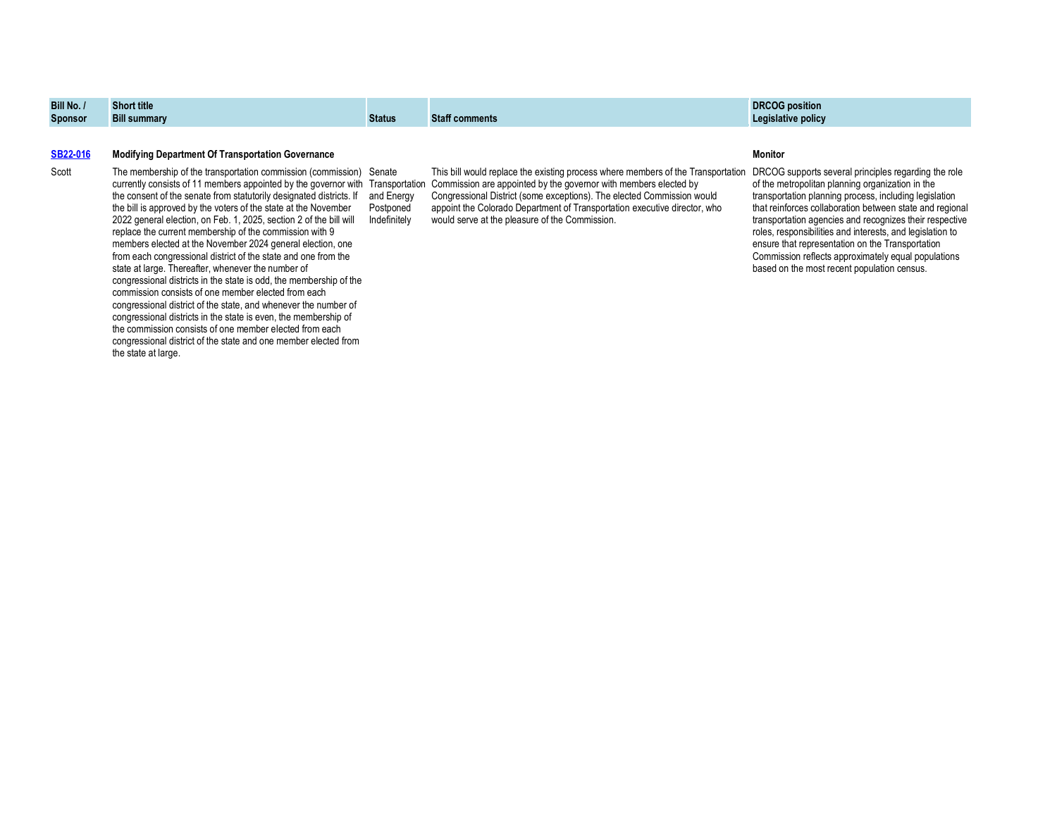| Bill No. / Sponsor | Short title / Bill summary | Status | Staff comments | DRCOG position / Legislative policy |
|---|---|---|---|---|
| **SB22-016** | **Modifying Department Of Transportation Governance** | | | **Monitor** |
| Scott | The membership of the transportation commission (commission) currently consists of 11 members appointed by the governor with the consent of the senate from statutorily designated districts. If the bill is approved by the voters of the state at the November 2022 general election, on Feb. 1, 2025, section 2 of the bill will replace the current membership of the commission with 9 members elected at the November 2024 general election, one from each congressional district of the state and one from the state at large. Thereafter, whenever the number of congressional districts in the state is odd, the membership of the commission consists of one member elected from each congressional district of the state, and whenever the number of congressional districts in the state is even, the membership of the commission consists of one member elected from each congressional district of the state and one member elected from the state at large. | Senate Transportation and Energy Postponed Indefinitely | This bill would replace the existing process where members of the Transportation Commission are appointed by the governor with members elected by Congressional District (some exceptions). The elected Commission would appoint the Colorado Department of Transportation executive director, who would serve at the pleasure of the Commission. | DRCOG supports several principles regarding the role of the metropolitan planning organization in the transportation planning process, including legislation that reinforces collaboration between state and regional transportation agencies and recognizes their respective roles, responsibilities and interests, and legislation to ensure that representation on the Transportation Commission reflects approximately equal populations based on the most recent population census. |